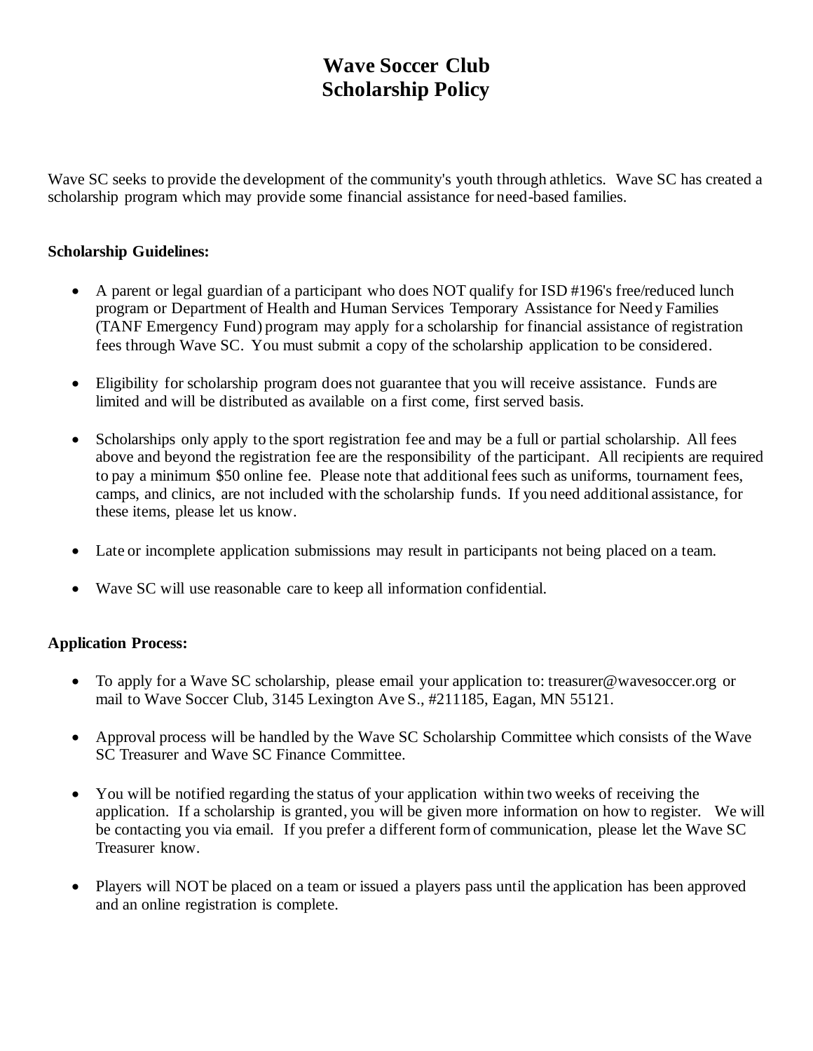# Wave Soccer Club
# Scholarship Policy

Wave SC seeks to provide the development of the community's youth through athletics. Wave SC has created a scholarship program which may provide some financial assistance for need-based families.

**Scholarship Guidelines:**

- A parent or legal guardian of a participant who does NOT qualify for ISD #196's free/reduced lunch program or Department of Health and Human Services Temporary Assistance for Needy Families (TANF Emergency Fund) program may apply for a scholarship for financial assistance of registration fees through Wave SC. You must submit a copy of the scholarship application to be considered.
- Eligibility for scholarship program does not guarantee that you will receive assistance. Funds are limited and will be distributed as available on a first come, first served basis.
- Scholarships only apply to the sport registration fee and may be a full or partial scholarship. All fees above and beyond the registration fee are the responsibility of the participant. All recipients are required to pay a minimum $50 online fee. Please note that additional fees such as uniforms, tournament fees, camps, and clinics, are not included with the scholarship funds. If you need additional assistance, for these items, please let us know.
- Late or incomplete application submissions may result in participants not being placed on a team.
- Wave SC will use reasonable care to keep all information confidential.

**Application Process:**

- To apply for a Wave SC scholarship, please email your application to: treasurer@wavesoccer.org or mail to Wave Soccer Club, 3145 Lexington Ave S., #211185, Eagan, MN 55121.
- Approval process will be handled by the Wave SC Scholarship Committee which consists of the Wave SC Treasurer and Wave SC Finance Committee.
- You will be notified regarding the status of your application within two weeks of receiving the application. If a scholarship is granted, you will be given more information on how to register. We will be contacting you via email. If you prefer a different form of communication, please let the Wave SC Treasurer know.
- Players will NOT be placed on a team or issued a players pass until the application has been approved and an online registration is complete.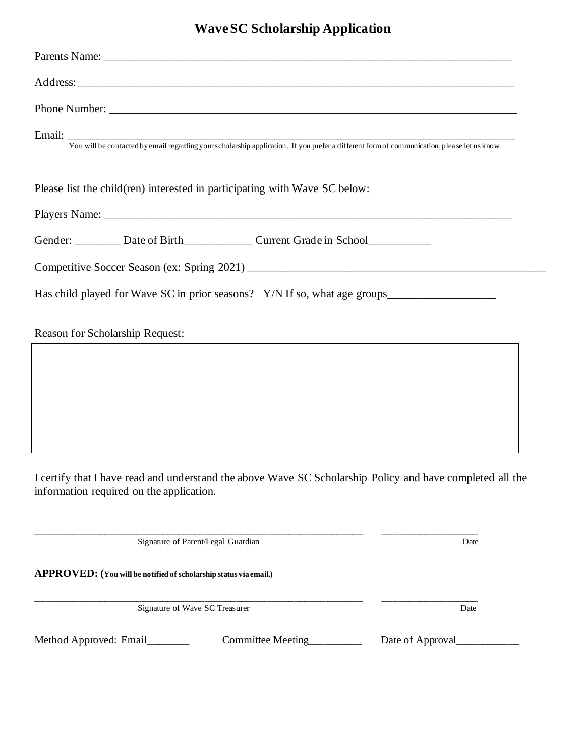# Wave SC Scholarship Application

Parents Name: ___________________________________________________________________________

Address: ________________________________________________________________________________

Phone Number: ___________________________________________________________________________

Email: __________________________________________________________________________________

You will be contacted by email regarding your scholarship application. If you prefer a different form of communication, please let us know.

Please list the child(ren) interested in participating with Wave SC below:

Players Name: ___________________________________________________________________________

Gender: ________ Date of Birth____________ Current Grade in School___________

Competitive Soccer Season (ex: Spring 2021) ______________________________________________________

Has child played for Wave SC in prior seasons? Y/N If so, what age groups___________________

Reason for Scholarship Request:

| |
|---|
| |

I certify that I have read and understand the above Wave SC Scholarship Policy and have completed all the information required on the application.

_________________________________________________________________ __________________

Signature of Parent/Legal Guardian Date

**APPROVED: (You will be notified of scholarship status via email.)**

_________________________________________________________________ __________________

Signature of Wave SC Treasurer Date

Method Approved: Email________ Committee Meeting__________ Date of Approval____________